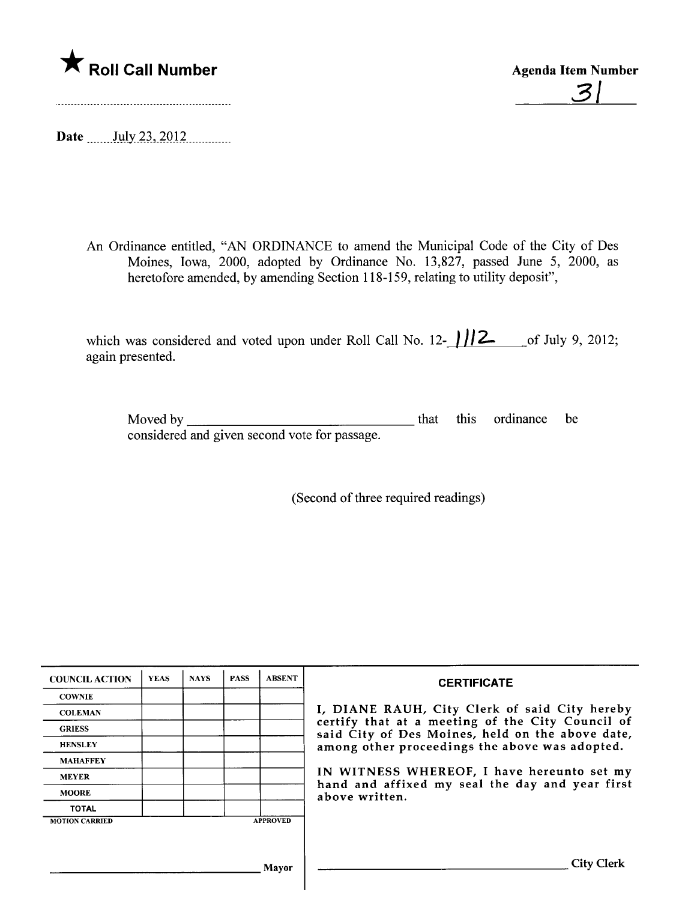★ **Roll Call Number**

**Agenda Item Number**

31

**Date** July 23, 2012

An Ordinance entitled, "AN ORDINANCE to amend the Municipal Code of the City of Des Moines, Iowa, 2000, adopted by Ordinance No. 13,827, passed June 5, 2000, as heretofore amended, by amending Section 118-159, relating to utility deposit",

which was considered and voted upon under Roll Call No. 12-1112 of July 9, 2012; again presented.

Moved by ________________________________ that this ordinance be considered and given second vote for passage.

(Second of three required readings)

| COUNCIL ACTION | YEAS | NAYS | PASS | ABSENT |
|---|---|---|---|---|
| COWNIE | | | | |
| COLEMAN | | | | |
| GRIESS | | | | |
| HENSLEY | | | | |
| MAHAFFEY | | | | |
| MEYER | | | | |
| MOORE | | | | |
| TOTAL | | | | |

MOTION CARRIED APPROVED

______________________________ Mayor

**CERTIFICATE**

I, DIANE RAUH, City Clerk of said City hereby certify that at a meeting of the City Council of said City of Des Moines, held on the above date, among other proceedings the above was adopted.

IN WITNESS WHEREOF, I have hereunto set my hand and affixed my seal the day and year first above written.

______________________________ City Clerk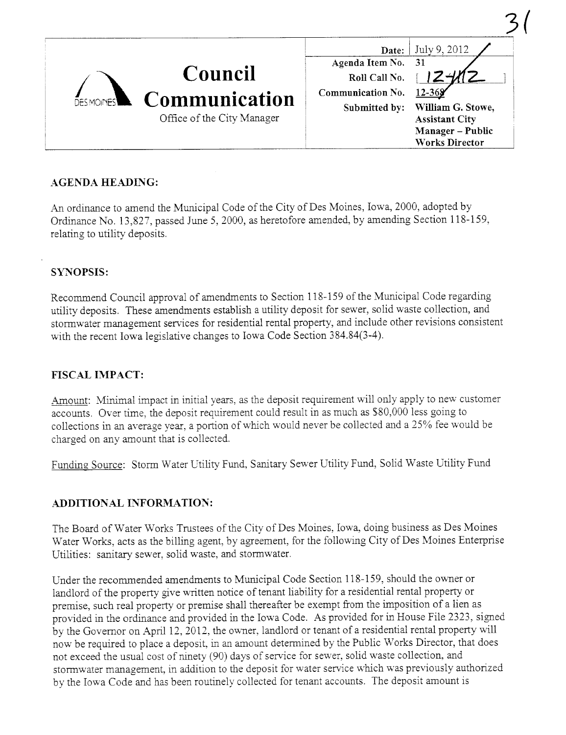31

| | Date: | July 9, 2012 |
|---|---|---|
| **Council Communication** | Agenda Item No. | 31 |
| Office of the City Manager | Roll Call No. | [ 12-1112 ] |
| | Communication No. | 12-368 |
| | Submitted by: | William G. Stowe, Assistant City Manager – Public Works Director |

## AGENDA HEADING:

An ordinance to amend the Municipal Code of the City of Des Moines, Iowa, 2000, adopted by Ordinance No. 13,827, passed June 5, 2000, as heretofore amended, by amending Section 118-159, relating to utility deposits.

## SYNOPSIS:

Recommend Council approval of amendments to Section 118-159 of the Municipal Code regarding utility deposits. These amendments establish a utility deposit for sewer, solid waste collection, and stormwater management services for residential rental property, and include other revisions consistent with the recent Iowa legislative changes to Iowa Code Section 384.84(3-4).

## FISCAL IMPACT:

Amount: Minimal impact in initial years, as the deposit requirement will only apply to new customer accounts. Over time, the deposit requirement could result in as much as $80,000 less going to collections in an average year, a portion of which would never be collected and a 25% fee would be charged on any amount that is collected.

Funding Source: Storm Water Utility Fund, Sanitary Sewer Utility Fund, Solid Waste Utility Fund

## ADDITIONAL INFORMATION:

The Board of Water Works Trustees of the City of Des Moines, Iowa, doing business as Des Moines Water Works, acts as the billing agent, by agreement, for the following City of Des Moines Enterprise Utilities: sanitary sewer, solid waste, and stormwater.

Under the recommended amendments to Municipal Code Section 118-159, should the owner or landlord of the property give written notice of tenant liability for a residential rental property or premise, such real property or premise shall thereafter be exempt from the imposition of a lien as provided in the ordinance and provided in the Iowa Code. As provided for in House File 2323, signed by the Governor on April 12, 2012, the owner, landlord or tenant of a residential rental property will now be required to place a deposit, in an amount determined by the Public Works Director, that does not exceed the usual cost of ninety (90) days of service for sewer, solid waste collection, and stormwater management, in addition to the deposit for water service which was previously authorized by the Iowa Code and has been routinely collected for tenant accounts. The deposit amount is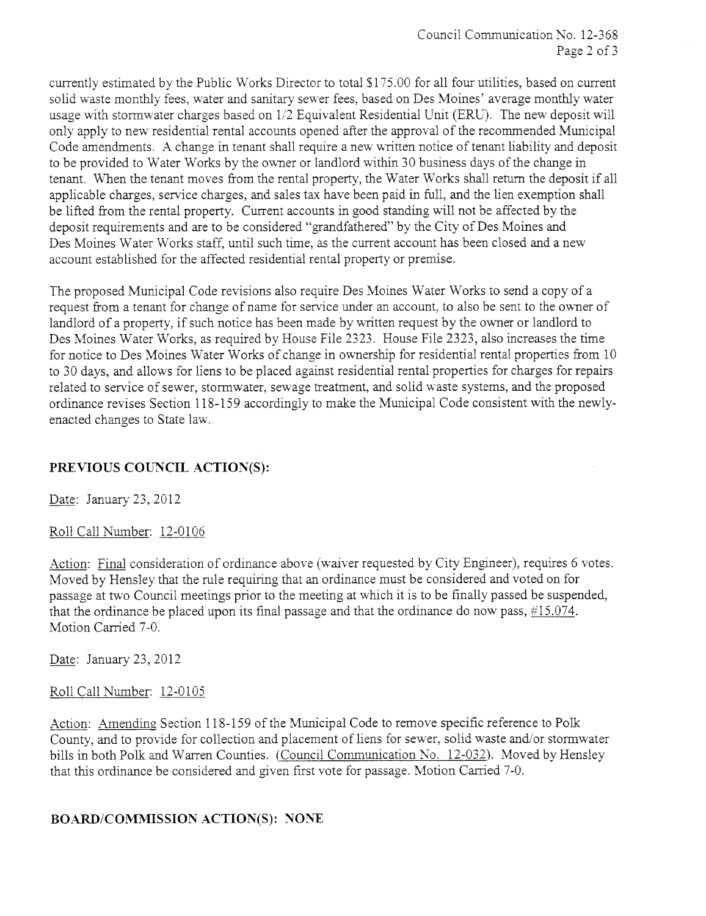currently estimated by the Public Works Director to total $175.00 for all four utilities, based on current solid waste monthly fees, water and sanitary sewer fees, based on Des Moines' average monthly water usage with stormwater charges based on 1/2 Equivalent Residential Unit (ERU). The new deposit will only apply to new residential rental accounts opened after the approval of the recommended Municipal Code amendments. A change in tenant shall require a new written notice of tenant liability and deposit to be provided to Water Works by the owner or landlord within 30 business days of the change in tenant. When the tenant moves from the rental property, the Water Works shall return the deposit if all applicable charges, service charges, and sales tax have been paid in full, and the lien exemption shall be lifted from the rental property. Current accounts in good standing will not be affected by the deposit requirements and are to be considered "grandfathered" by the City of Des Moines and Des Moines Water Works staff, until such time, as the current account has been closed and a new account established for the affected residential rental property or premise.

The proposed Municipal Code revisions also require Des Moines Water Works to send a copy of a request from a tenant for change of name for service under an account, to also be sent to the owner of landlord of a property, if such notice has been made by written request by the owner or landlord to Des Moines Water Works, as required by House File 2323. House File 2323, also increases the time for notice to Des Moines Water Works of change in ownership for residential rental properties from 10 to 30 days, and allows for liens to be placed against residential rental properties for charges for repairs related to service of sewer, stormwater, sewage treatment, and solid waste systems, and the proposed ordinance revises Section 118-159 accordingly to make the Municipal Code consistent with the newly-enacted changes to State law.

## PREVIOUS COUNCIL ACTION(S):

Date: January 23, 2012

Roll Call Number: 12-0106

Action: Final consideration of ordinance above (waiver requested by City Engineer), requires 6 votes. Moved by Hensley that the rule requiring that an ordinance must be considered and voted on for passage at two Council meetings prior to the meeting at which it is to be finally passed be suspended, that the ordinance be placed upon its final passage and that the ordinance do now pass, #15,074. Motion Carried 7-0.

Date: January 23, 2012

Roll Call Number: 12-0105

Action: Amending Section 118-159 of the Municipal Code to remove specific reference to Polk County, and to provide for collection and placement of liens for sewer, solid waste and/or stormwater bills in both Polk and Warren Counties. (Council Communication No. 12-032). Moved by Hensley that this ordinance be considered and given first vote for passage. Motion Carried 7-0.

## BOARD/COMMISSION ACTION(S): NONE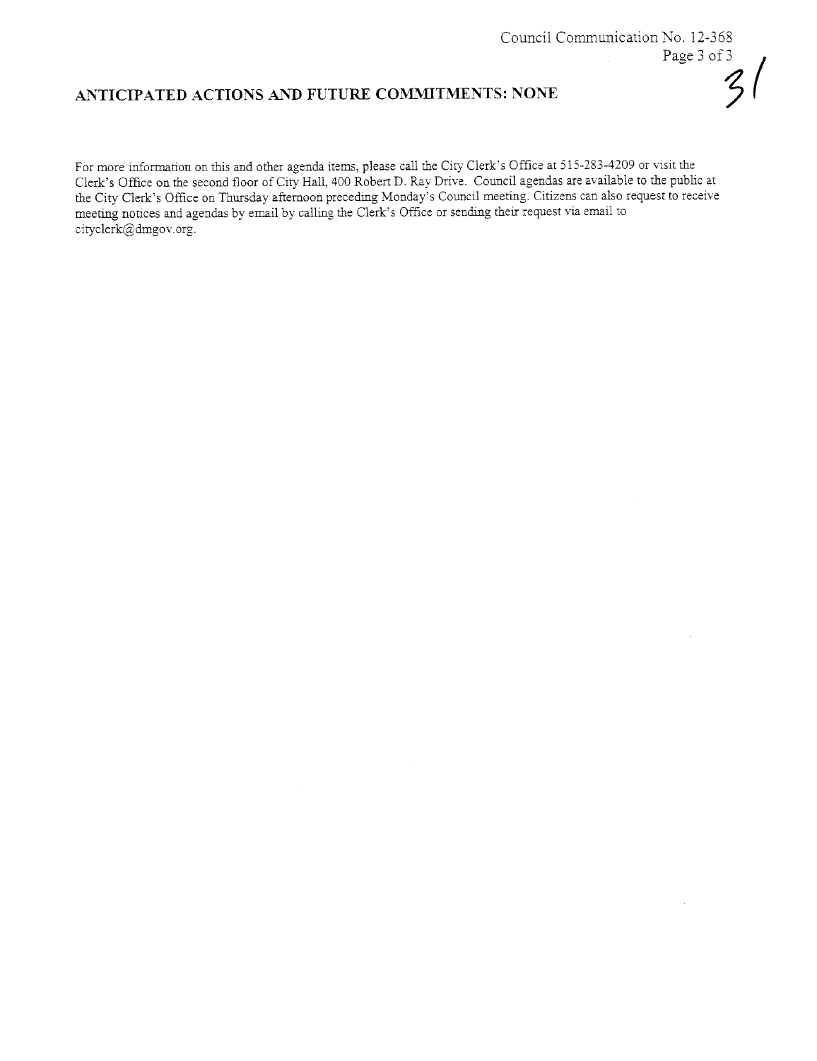## ANTICIPATED ACTIONS AND FUTURE COMMITMENTS: NONE

For more information on this and other agenda items, please call the City Clerk's Office at 515-283-4209 or visit the Clerk's Office on the second floor of City Hall, 400 Robert D. Ray Drive. Council agendas are available to the public at the City Clerk's Office on Thursday afternoon preceding Monday's Council meeting. Citizens can also request to receive meeting notices and agendas by email by calling the Clerk's Office or sending their request via email to cityclerk@dmgov.org.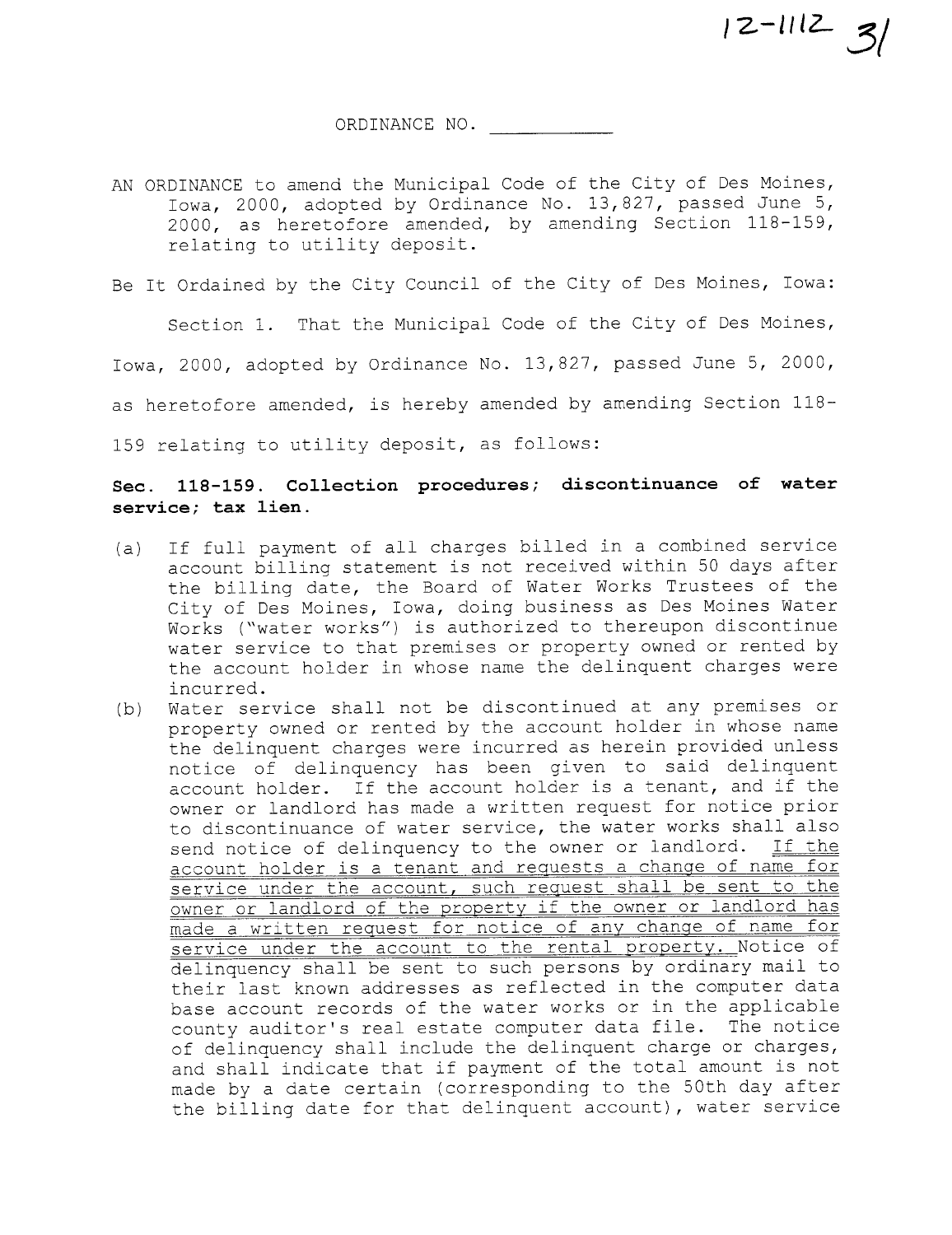12-1112 31

ORDINANCE NO. ___________

AN ORDINANCE to amend the Municipal Code of the City of Des Moines, Iowa, 2000, adopted by Ordinance No. 13,827, passed June 5, 2000, as heretofore amended, by amending Section 118-159, relating to utility deposit.

Be It Ordained by the City Council of the City of Des Moines, Iowa:

Section 1. That the Municipal Code of the City of Des Moines, Iowa, 2000, adopted by Ordinance No. 13,827, passed June 5, 2000, as heretofore amended, is hereby amended by amending Section 118-159 relating to utility deposit, as follows:

**Sec. 118-159. Collection procedures; discontinuance of water service; tax lien.**

(a) If full payment of all charges billed in a combined service account billing statement is not received within 50 days after the billing date, the Board of Water Works Trustees of the City of Des Moines, Iowa, doing business as Des Moines Water Works ("water works") is authorized to thereupon discontinue water service to that premises or property owned or rented by the account holder in whose name the delinquent charges were incurred.

(b) Water service shall not be discontinued at any premises or property owned or rented by the account holder in whose name the delinquent charges were incurred as herein provided unless notice of delinquency has been given to said delinquent account holder. If the account holder is a tenant, and if the owner or landlord has made a written request for notice prior to discontinuance of water service, the water works shall also send notice of delinquency to the owner or landlord. If the account holder is a tenant and requests a change of name for service under the account, such request shall be sent to the owner or landlord of the property if the owner or landlord has made a written request for notice of any change of name for service under the account to the rental property. Notice of delinquency shall be sent to such persons by ordinary mail to their last known addresses as reflected in the computer data base account records of the water works or in the applicable county auditor's real estate computer data file. The notice of delinquency shall include the delinquent charge or charges, and shall indicate that if payment of the total amount is not made by a date certain (corresponding to the 50th day after the billing date for that delinquent account), water service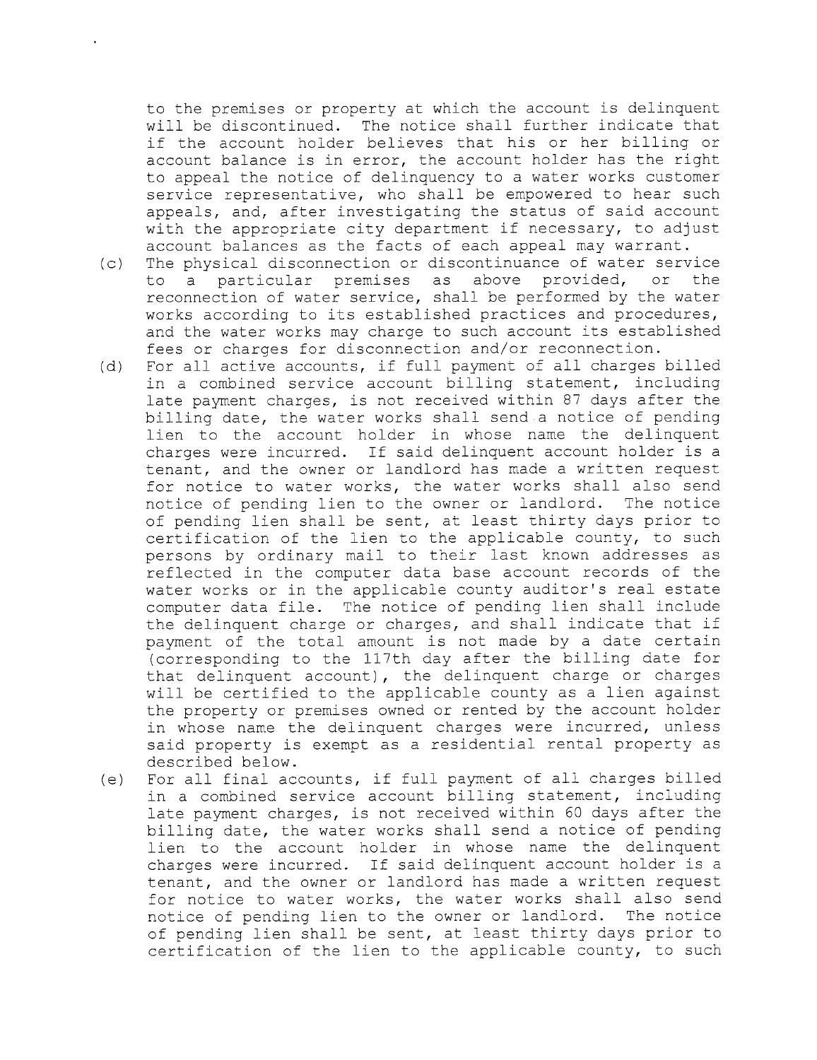to the premises or property at which the account is delinquent will be discontinued. The notice shall further indicate that if the account holder believes that his or her billing or account balance is in error, the account holder has the right to appeal the notice of delinquency to a water works customer service representative, who shall be empowered to hear such appeals, and, after investigating the status of said account with the appropriate city department if necessary, to adjust account balances as the facts of each appeal may warrant.

(c) The physical disconnection or discontinuance of water service to a particular premises as above provided, or the reconnection of water service, shall be performed by the water works according to its established practices and procedures, and the water works may charge to such account its established fees or charges for disconnection and/or reconnection.

(d) For all active accounts, if full payment of all charges billed in a combined service account billing statement, including late payment charges, is not received within 87 days after the billing date, the water works shall send a notice of pending lien to the account holder in whose name the delinquent charges were incurred. If said delinquent account holder is a tenant, and the owner or landlord has made a written request for notice to water works, the water works shall also send notice of pending lien to the owner or landlord. The notice of pending lien shall be sent, at least thirty days prior to certification of the lien to the applicable county, to such persons by ordinary mail to their last known addresses as reflected in the computer data base account records of the water works or in the applicable county auditor's real estate computer data file. The notice of pending lien shall include the delinquent charge or charges, and shall indicate that if payment of the total amount is not made by a date certain (corresponding to the 117th day after the billing date for that delinquent account), the delinquent charge or charges will be certified to the applicable county as a lien against the property or premises owned or rented by the account holder in whose name the delinquent charges were incurred, unless said property is exempt as a residential rental property as described below.

(e) For all final accounts, if full payment of all charges billed in a combined service account billing statement, including late payment charges, is not received within 60 days after the billing date, the water works shall send a notice of pending lien to the account holder in whose name the delinquent charges were incurred. If said delinquent account holder is a tenant, and the owner or landlord has made a written request for notice to water works, the water works shall also send notice of pending lien to the owner or landlord. The notice of pending lien shall be sent, at least thirty days prior to certification of the lien to the applicable county, to such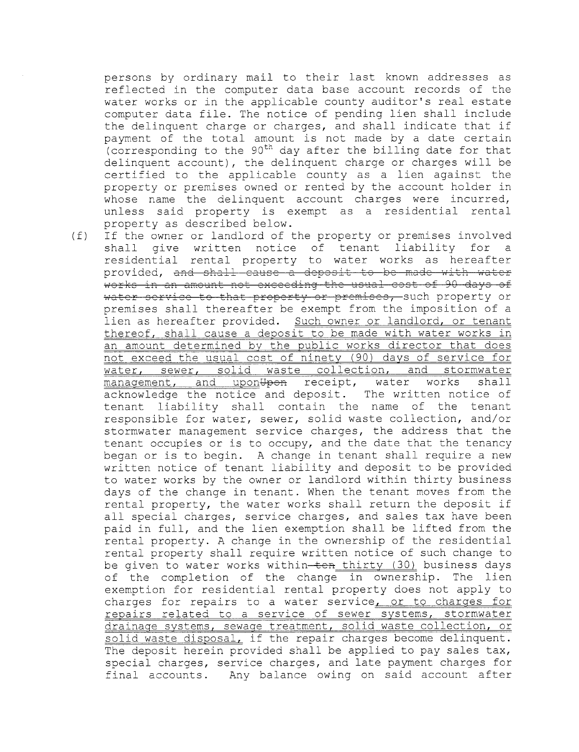persons by ordinary mail to their last known addresses as reflected in the computer data base account records of the water works or in the applicable county auditor's real estate computer data file. The notice of pending lien shall include the delinquent charge or charges, and shall indicate that if payment of the total amount is not made by a date certain (corresponding to the 90th day after the billing date for that delinquent account), the delinquent charge or charges will be certified to the applicable county as a lien against the property or premises owned or rented by the account holder in whose name the delinquent account charges were incurred, unless said property is exempt as a residential rental property as described below.

(f) If the owner or landlord of the property or premises involved shall give written notice of tenant liability for a residential rental property to water works as hereafter provided, ~~and shall cause a deposit to be made with water works in an amount not exceeding the usual cost of 90 days of water service to that property or premises,~~ such property or premises shall thereafter be exempt from the imposition of a lien as hereafter provided. <u>Such owner or landlord, or tenant thereof, shall cause a deposit to be made with water works in an amount determined by the public works director that does not exceed the usual cost of ninety (90) days of service for water, sewer, solid waste collection, and stormwater management, and upon</u>~~Upon~~ receipt, water works shall acknowledge the notice and deposit. The written notice of tenant liability shall contain the name of the tenant responsible for water, sewer, solid waste collection, and/or stormwater management service charges, the address that the tenant occupies or is to occupy, and the date that the tenancy began or is to begin. A change in tenant shall require a new written notice of tenant liability and deposit to be provided to water works by the owner or landlord within thirty business days of the change in tenant. When the tenant moves from the rental property, the water works shall return the deposit if all special charges, service charges, and sales tax have been paid in full, and the lien exemption shall be lifted from the rental property. A change in the ownership of the residential rental property shall require written notice of such change to be given to water works within ~~ten~~ <u>thirty (30)</u> business days of the completion of the change in ownership. The lien exemption for residential rental property does not apply to charges for repairs to a water service<u>, or to charges for repairs related to a service of sewer systems, stormwater drainage systems, sewage treatment, solid waste collection, or solid waste disposal,</u> if the repair charges become delinquent. The deposit herein provided shall be applied to pay sales tax, special charges, service charges, and late payment charges for final accounts. Any balance owing on said account after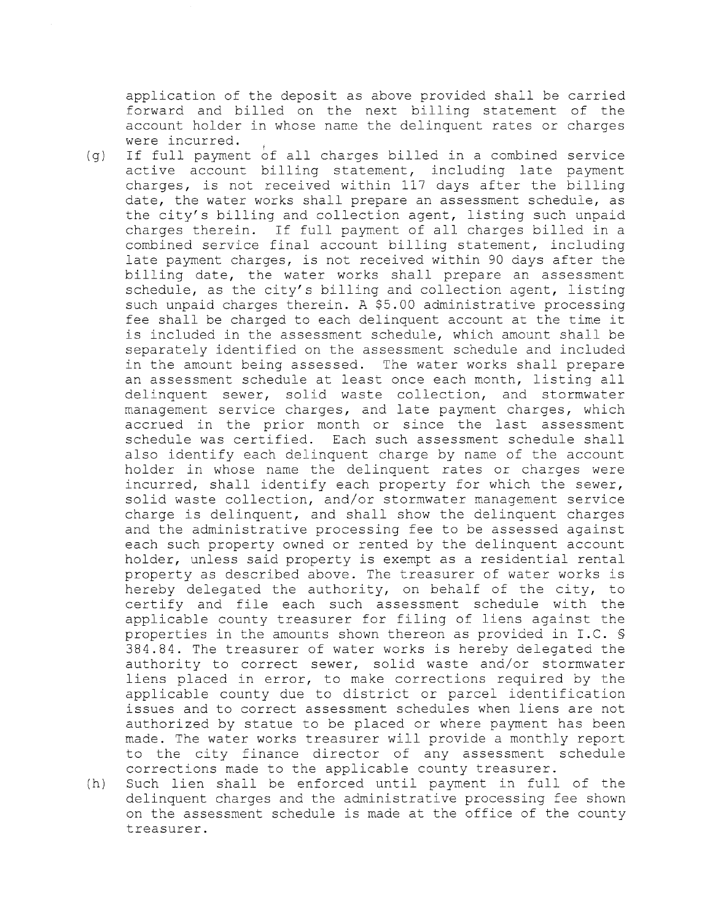application of the deposit as above provided shall be carried forward and billed on the next billing statement of the account holder in whose name the delinquent rates or charges were incurred.

(g) If full payment of all charges billed in a combined service active account billing statement, including late payment charges, is not received within 117 days after the billing date, the water works shall prepare an assessment schedule, as the city's billing and collection agent, listing such unpaid charges therein. If full payment of all charges billed in a combined service final account billing statement, including late payment charges, is not received within 90 days after the billing date, the water works shall prepare an assessment schedule, as the city's billing and collection agent, listing such unpaid charges therein. A $5.00 administrative processing fee shall be charged to each delinquent account at the time it is included in the assessment schedule, which amount shall be separately identified on the assessment schedule and included in the amount being assessed. The water works shall prepare an assessment schedule at least once each month, listing all delinquent sewer, solid waste collection, and stormwater management service charges, and late payment charges, which accrued in the prior month or since the last assessment schedule was certified. Each such assessment schedule shall also identify each delinquent charge by name of the account holder in whose name the delinquent rates or charges were incurred, shall identify each property for which the sewer, solid waste collection, and/or stormwater management service charge is delinquent, and shall show the delinquent charges and the administrative processing fee to be assessed against each such property owned or rented by the delinquent account holder, unless said property is exempt as a residential rental property as described above. The treasurer of water works is hereby delegated the authority, on behalf of the city, to certify and file each such assessment schedule with the applicable county treasurer for filing of liens against the properties in the amounts shown thereon as provided in I.C. § 384.84. The treasurer of water works is hereby delegated the authority to correct sewer, solid waste and/or stormwater liens placed in error, to make corrections required by the applicable county due to district or parcel identification issues and to correct assessment schedules when liens are not authorized by statue to be placed or where payment has been made. The water works treasurer will provide a monthly report to the city finance director of any assessment schedule corrections made to the applicable county treasurer.

(h) Such lien shall be enforced until payment in full of the delinquent charges and the administrative processing fee shown on the assessment schedule is made at the office of the county treasurer.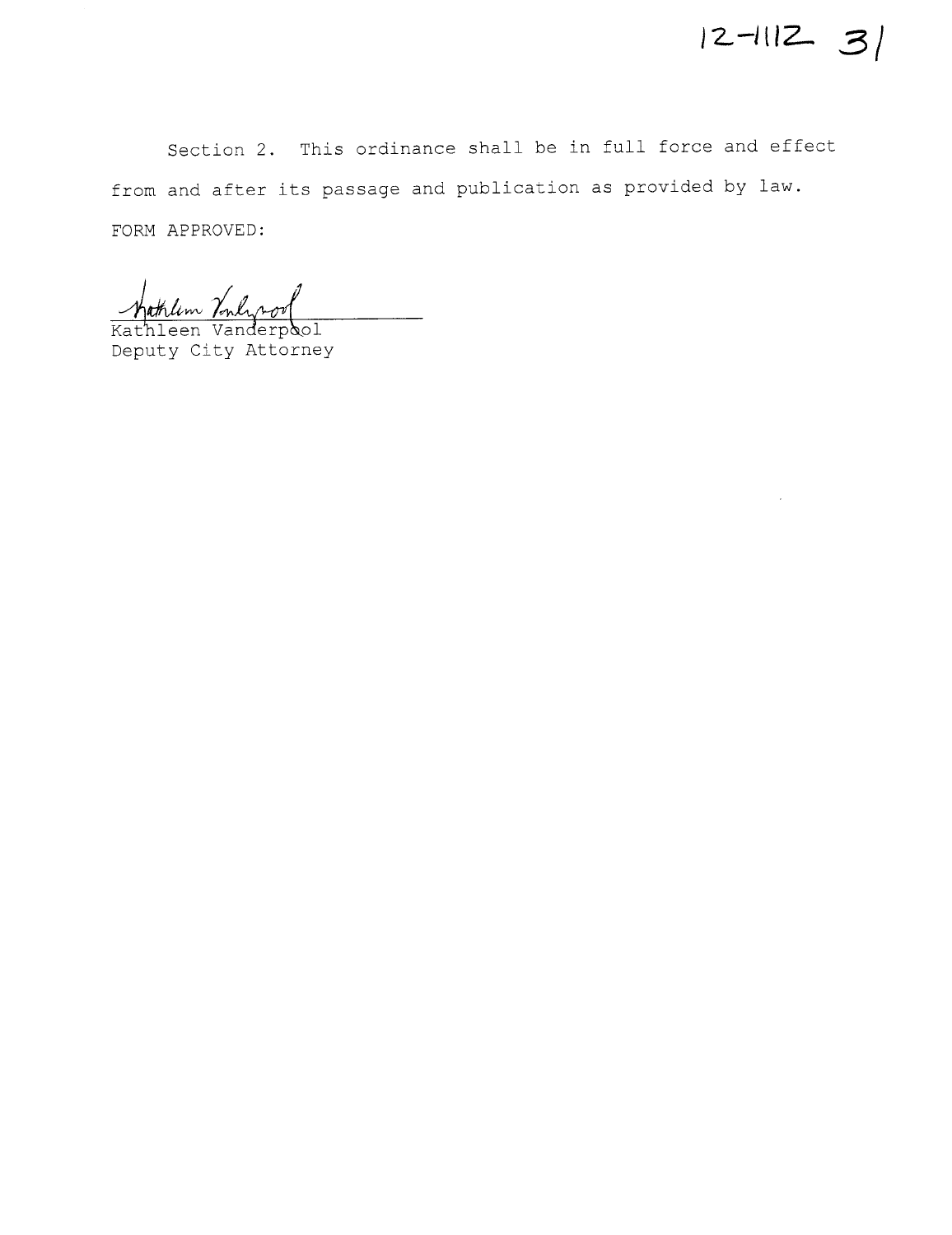12-1112 31

Section 2. This ordinance shall be in full force and effect from and after its passage and publication as provided by law.

FORM APPROVED:

Kathleen Vanderpool
Deputy City Attorney